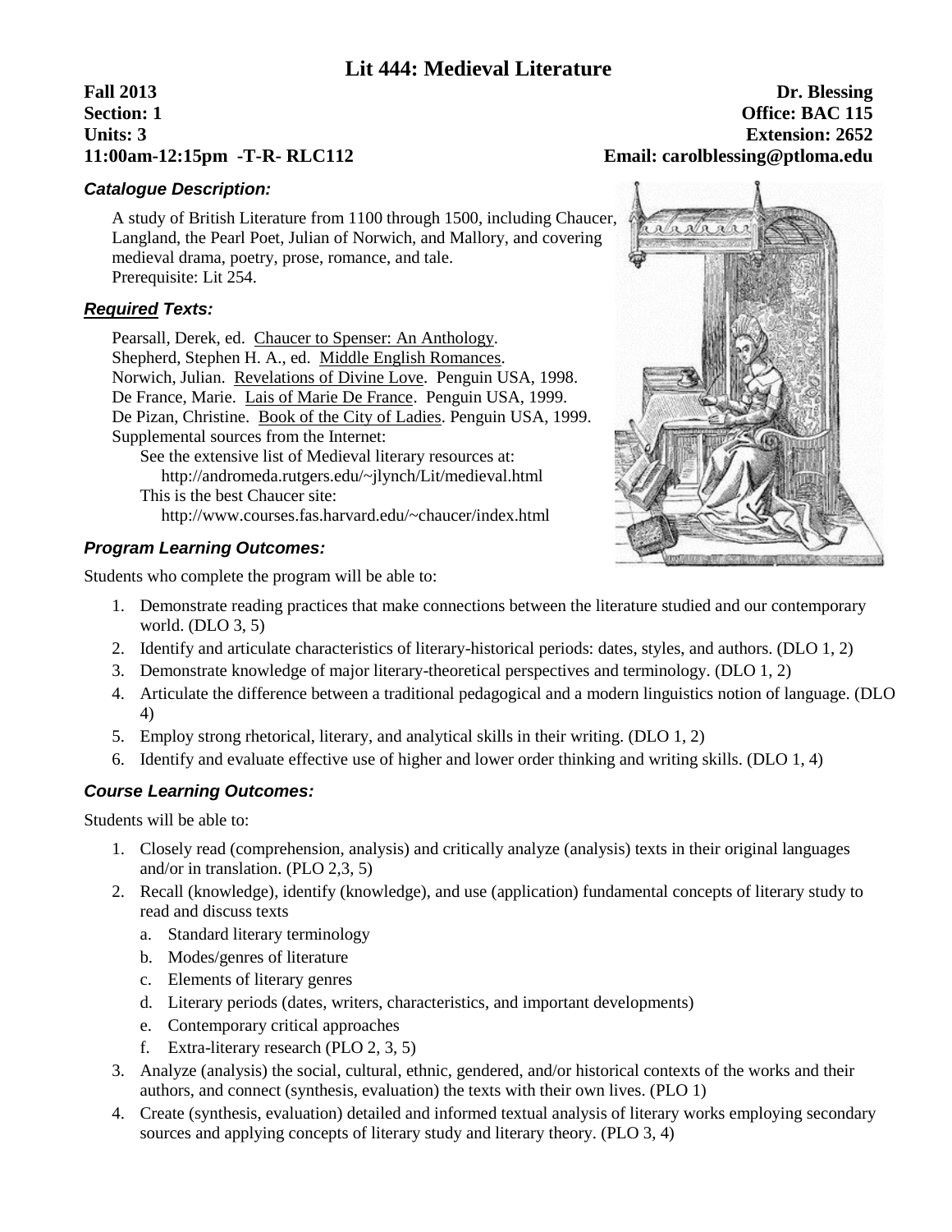# Lit 444: Medieval Literature

**Fall 2013**
**Section: 1**
**Units: 3**
**11:00am-12:15pm -T-R- RLC112**

**Dr. Blessing**
**Office: BAC 115**
**Extension: 2652**
**Email: carolblessing@ptloma.edu**

### *Catalogue Description:*

A study of British Literature from 1100 through 1500, including Chaucer, Langland, the Pearl Poet, Julian of Norwich, and Mallory, and covering medieval drama, poetry, prose, romance, and tale.
Prerequisite: Lit 254.

### *Required Texts:*

Pearsall, Derek, ed. Chaucer to Spenser: An Anthology.
Shepherd, Stephen H. A., ed. Middle English Romances.
Norwich, Julian. Revelations of Divine Love. Penguin USA, 1998.
De France, Marie. Lais of Marie De France. Penguin USA, 1999.
De Pizan, Christine. Book of the City of Ladies. Penguin USA, 1999.
Supplemental sources from the Internet:
See the extensive list of Medieval literary resources at:
http://andromeda.rutgers.edu/~jlynch/Lit/medieval.html
This is the best Chaucer site:
http://www.courses.fas.harvard.edu/~chaucer/index.html

### *Program Learning Outcomes:*

Students who complete the program will be able to:

1. Demonstrate reading practices that make connections between the literature studied and our contemporary world. (DLO 3, 5)
2. Identify and articulate characteristics of literary-historical periods: dates, styles, and authors. (DLO 1, 2)
3. Demonstrate knowledge of major literary-theoretical perspectives and terminology. (DLO 1, 2)
4. Articulate the difference between a traditional pedagogical and a modern linguistics notion of language. (DLO 4)
5. Employ strong rhetorical, literary, and analytical skills in their writing. (DLO 1, 2)
6. Identify and evaluate effective use of higher and lower order thinking and writing skills. (DLO 1, 4)

### *Course Learning Outcomes:*

Students will be able to:

1. Closely read (comprehension, analysis) and critically analyze (analysis) texts in their original languages and/or in translation. (PLO 2,3, 5)
2. Recall (knowledge), identify (knowledge), and use (application) fundamental concepts of literary study to read and discuss texts
   a. Standard literary terminology
   b. Modes/genres of literature
   c. Elements of literary genres
   d. Literary periods (dates, writers, characteristics, and important developments)
   e. Contemporary critical approaches
   f. Extra-literary research (PLO 2, 3, 5)
3. Analyze (analysis) the social, cultural, ethnic, gendered, and/or historical contexts of the works and their authors, and connect (synthesis, evaluation) the texts with their own lives. (PLO 1)
4. Create (synthesis, evaluation) detailed and informed textual analysis of literary works employing secondary sources and applying concepts of literary study and literary theory. (PLO 3, 4)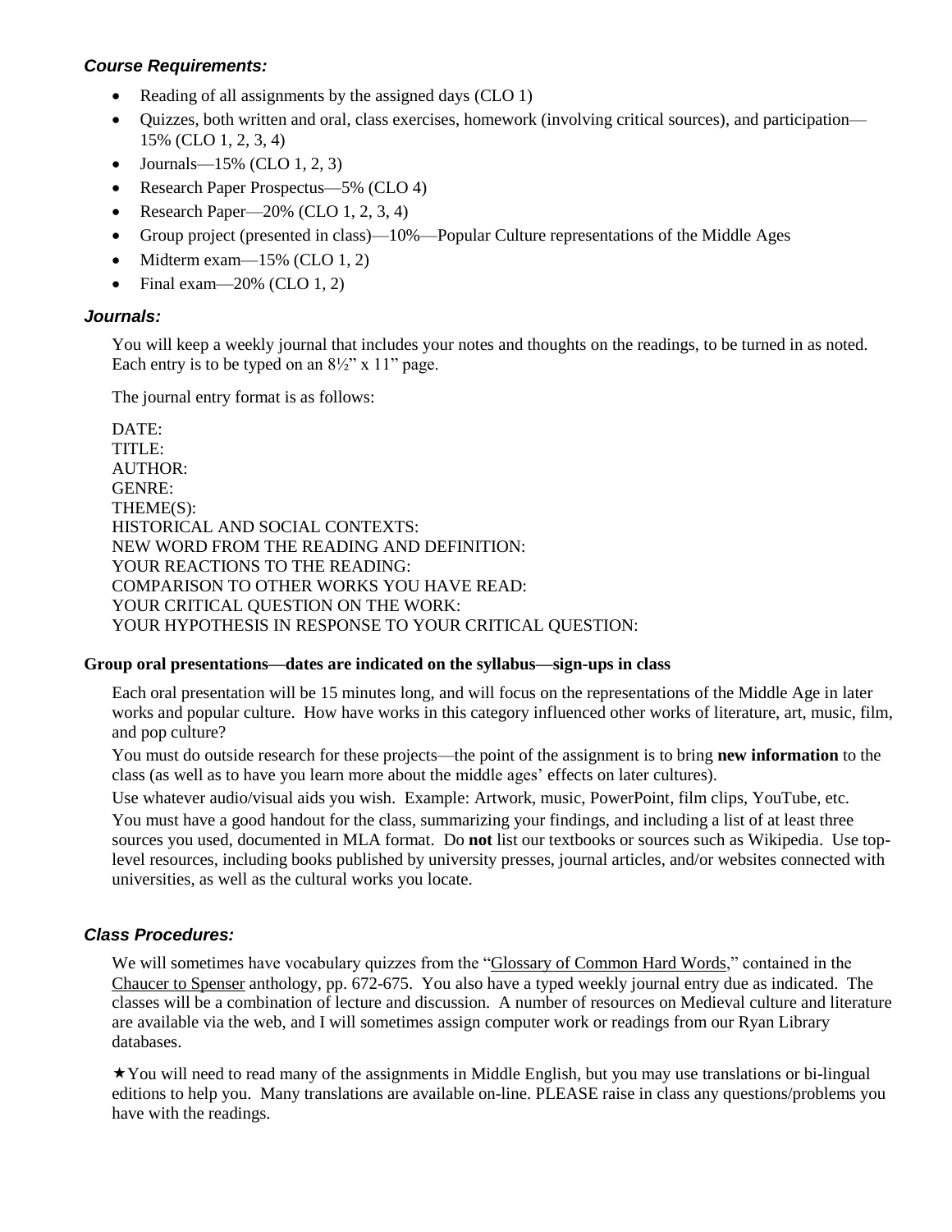### ***Course Requirements:***

- Reading of all assignments by the assigned days (CLO 1)
- Quizzes, both written and oral, class exercises, homework (involving critical sources), and participation—15% (CLO 1, 2, 3, 4)
- Journals—15% (CLO 1, 2, 3)
- Research Paper Prospectus—5% (CLO 4)
- Research Paper—20% (CLO 1, 2, 3, 4)
- Group project (presented in class)—10%—Popular Culture representations of the Middle Ages
- Midterm exam—15% (CLO 1, 2)
- Final exam—20% (CLO 1, 2)

### ***Journals:***

You will keep a weekly journal that includes your notes and thoughts on the readings, to be turned in as noted. Each entry is to be typed on an 8½" x 11" page.

The journal entry format is as follows:

DATE:
TITLE:
AUTHOR:
GENRE:
THEME(S):
HISTORICAL AND SOCIAL CONTEXTS:
NEW WORD FROM THE READING AND DEFINITION:
YOUR REACTIONS TO THE READING:
COMPARISON TO OTHER WORKS YOU HAVE READ:
YOUR CRITICAL QUESTION ON THE WORK:
YOUR HYPOTHESIS IN RESPONSE TO YOUR CRITICAL QUESTION:

**Group oral presentations—dates are indicated on the syllabus—sign-ups in class**

Each oral presentation will be 15 minutes long, and will focus on the representations of the Middle Age in later works and popular culture. How have works in this category influenced other works of literature, art, music, film, and pop culture?

You must do outside research for these projects—the point of the assignment is to bring **new information** to the class (as well as to have you learn more about the middle ages' effects on later cultures).

Use whatever audio/visual aids you wish. Example: Artwork, music, PowerPoint, film clips, YouTube, etc.

You must have a good handout for the class, summarizing your findings, and including a list of at least three sources you used, documented in MLA format. Do **not** list our textbooks or sources such as Wikipedia. Use top-level resources, including books published by university presses, journal articles, and/or websites connected with universities, as well as the cultural works you locate.

### ***Class Procedures:***

We will sometimes have vocabulary quizzes from the "Glossary of Common Hard Words," contained in the Chaucer to Spenser anthology, pp. 672-675. You also have a typed weekly journal entry due as indicated. The classes will be a combination of lecture and discussion. A number of resources on Medieval culture and literature are available via the web, and I will sometimes assign computer work or readings from our Ryan Library databases.

★You will need to read many of the assignments in Middle English, but you may use translations or bi-lingual editions to help you. Many translations are available on-line. PLEASE raise in class any questions/problems you have with the readings.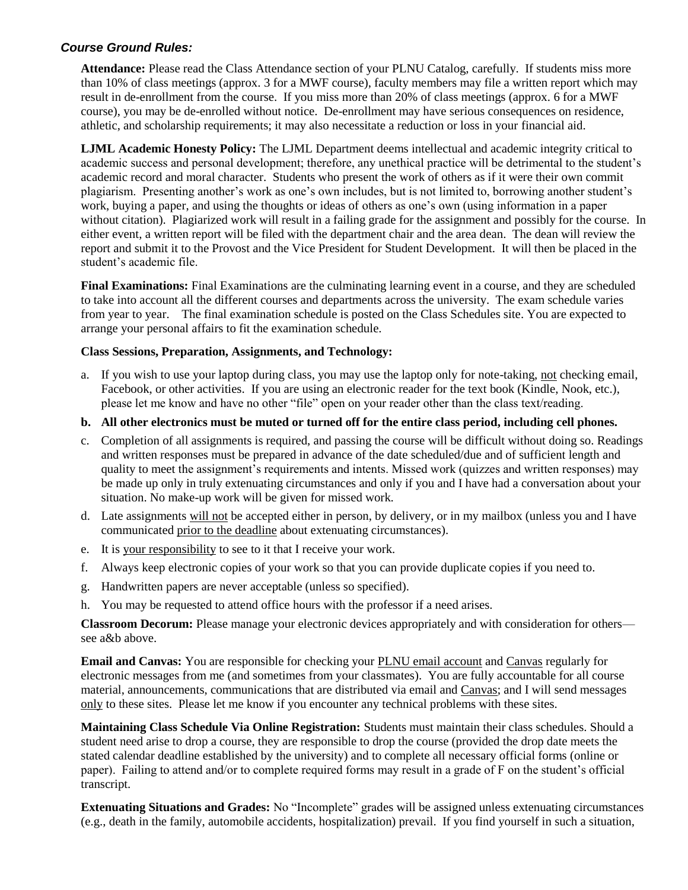### *Course Ground Rules:*

**Attendance:** Please read the Class Attendance section of your PLNU Catalog, carefully. If students miss more than 10% of class meetings (approx. 3 for a MWF course), faculty members may file a written report which may result in de-enrollment from the course. If you miss more than 20% of class meetings (approx. 6 for a MWF course), you may be de-enrolled without notice. De-enrollment may have serious consequences on residence, athletic, and scholarship requirements; it may also necessitate a reduction or loss in your financial aid.

**LJML Academic Honesty Policy:** The LJML Department deems intellectual and academic integrity critical to academic success and personal development; therefore, any unethical practice will be detrimental to the student's academic record and moral character. Students who present the work of others as if it were their own commit plagiarism. Presenting another's work as one's own includes, but is not limited to, borrowing another student's work, buying a paper, and using the thoughts or ideas of others as one's own (using information in a paper without citation). Plagiarized work will result in a failing grade for the assignment and possibly for the course. In either event, a written report will be filed with the department chair and the area dean. The dean will review the report and submit it to the Provost and the Vice President for Student Development. It will then be placed in the student's academic file.

**Final Examinations:** Final Examinations are the culminating learning event in a course, and they are scheduled to take into account all the different courses and departments across the university. The exam schedule varies from year to year. The final examination schedule is posted on the Class Schedules site. You are expected to arrange your personal affairs to fit the examination schedule.

**Class Sessions, Preparation, Assignments, and Technology:**

a. If you wish to use your laptop during class, you may use the laptop only for note-taking, <u>not</u> checking email, Facebook, or other activities. If you are using an electronic reader for the text book (Kindle, Nook, etc.), please let me know and have no other "file" open on your reader other than the class text/reading.
b. **All other electronics must be muted or turned off for the entire class period, including cell phones.**
c. Completion of all assignments is required, and passing the course will be difficult without doing so. Readings and written responses must be prepared in advance of the date scheduled/due and of sufficient length and quality to meet the assignment's requirements and intents. Missed work (quizzes and written responses) may be made up only in truly extenuating circumstances and only if you and I have had a conversation about your situation. No make-up work will be given for missed work.
d. Late assignments <u>will not</u> be accepted either in person, by delivery, or in my mailbox (unless you and I have communicated <u>prior to the deadline</u> about extenuating circumstances).
e. It is <u>your responsibility</u> to see to it that I receive your work.
f. Always keep electronic copies of your work so that you can provide duplicate copies if you need to.
g. Handwritten papers are never acceptable (unless so specified).
h. You may be requested to attend office hours with the professor if a need arises.

**Classroom Decorum:** Please manage your electronic devices appropriately and with consideration for others—see a&b above.

**Email and Canvas:** You are responsible for checking your <u>PLNU email account</u> and <u>Canvas</u> regularly for electronic messages from me (and sometimes from your classmates). You are fully accountable for all course material, announcements, communications that are distributed via email and <u>Canvas</u>; and I will send messages <u>only</u> to these sites. Please let me know if you encounter any technical problems with these sites.

**Maintaining Class Schedule Via Online Registration:** Students must maintain their class schedules. Should a student need arise to drop a course, they are responsible to drop the course (provided the drop date meets the stated calendar deadline established by the university) and to complete all necessary official forms (online or paper). Failing to attend and/or to complete required forms may result in a grade of F on the student's official transcript.

**Extenuating Situations and Grades:** No "Incomplete" grades will be assigned unless extenuating circumstances (e.g., death in the family, automobile accidents, hospitalization) prevail. If you find yourself in such a situation,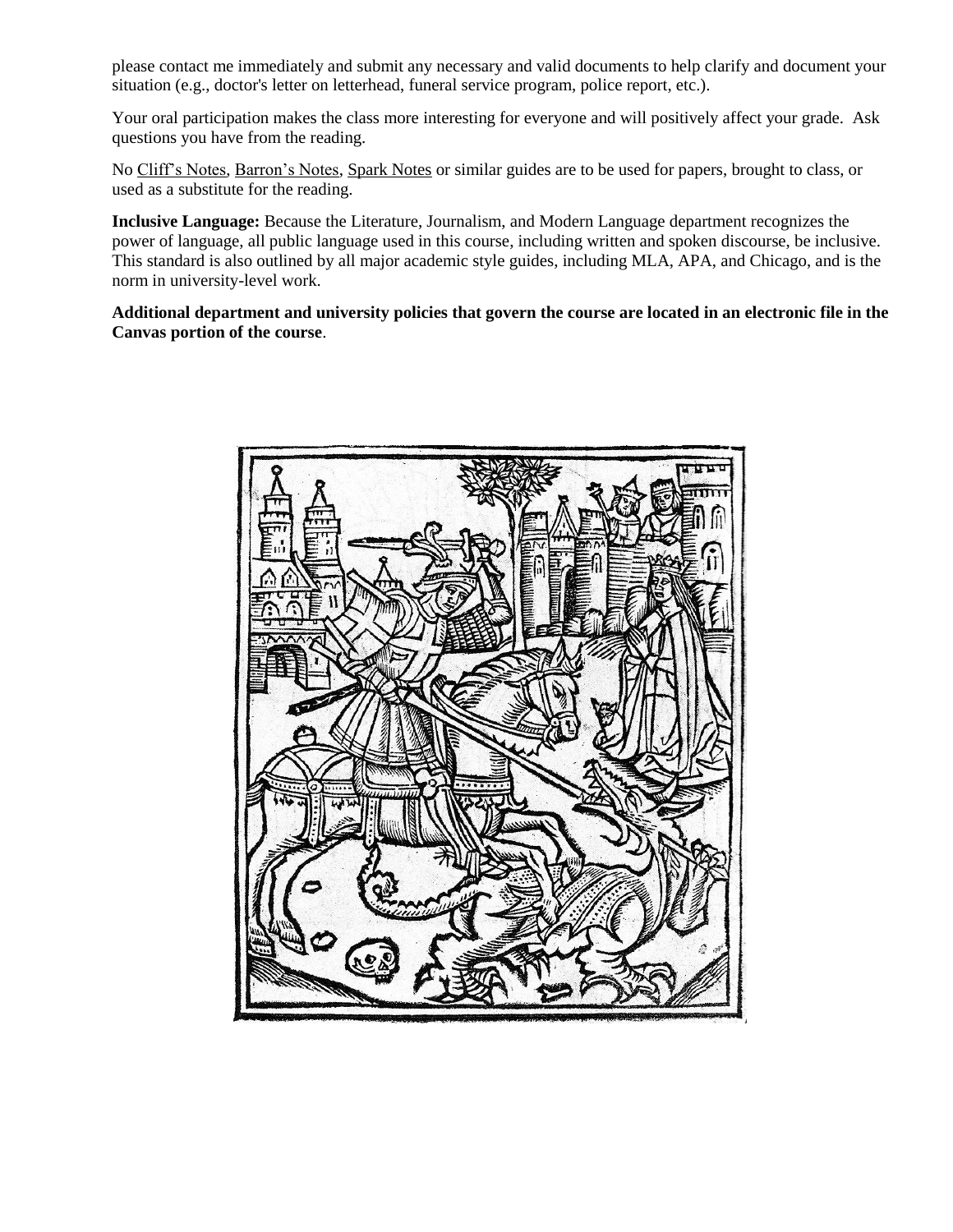please contact me immediately and submit any necessary and valid documents to help clarify and document your situation (e.g., doctor's letter on letterhead, funeral service program, police report, etc.).

Your oral participation makes the class more interesting for everyone and will positively affect your grade. Ask questions you have from the reading.

No Cliff's Notes, Barron's Notes, Spark Notes or similar guides are to be used for papers, brought to class, or used as a substitute for the reading.

**Inclusive Language:** Because the Literature, Journalism, and Modern Language department recognizes the power of language, all public language used in this course, including written and spoken discourse, be inclusive. This standard is also outlined by all major academic style guides, including MLA, APA, and Chicago, and is the norm in university-level work.

**Additional department and university policies that govern the course are located in an electronic file in the Canvas portion of the course**.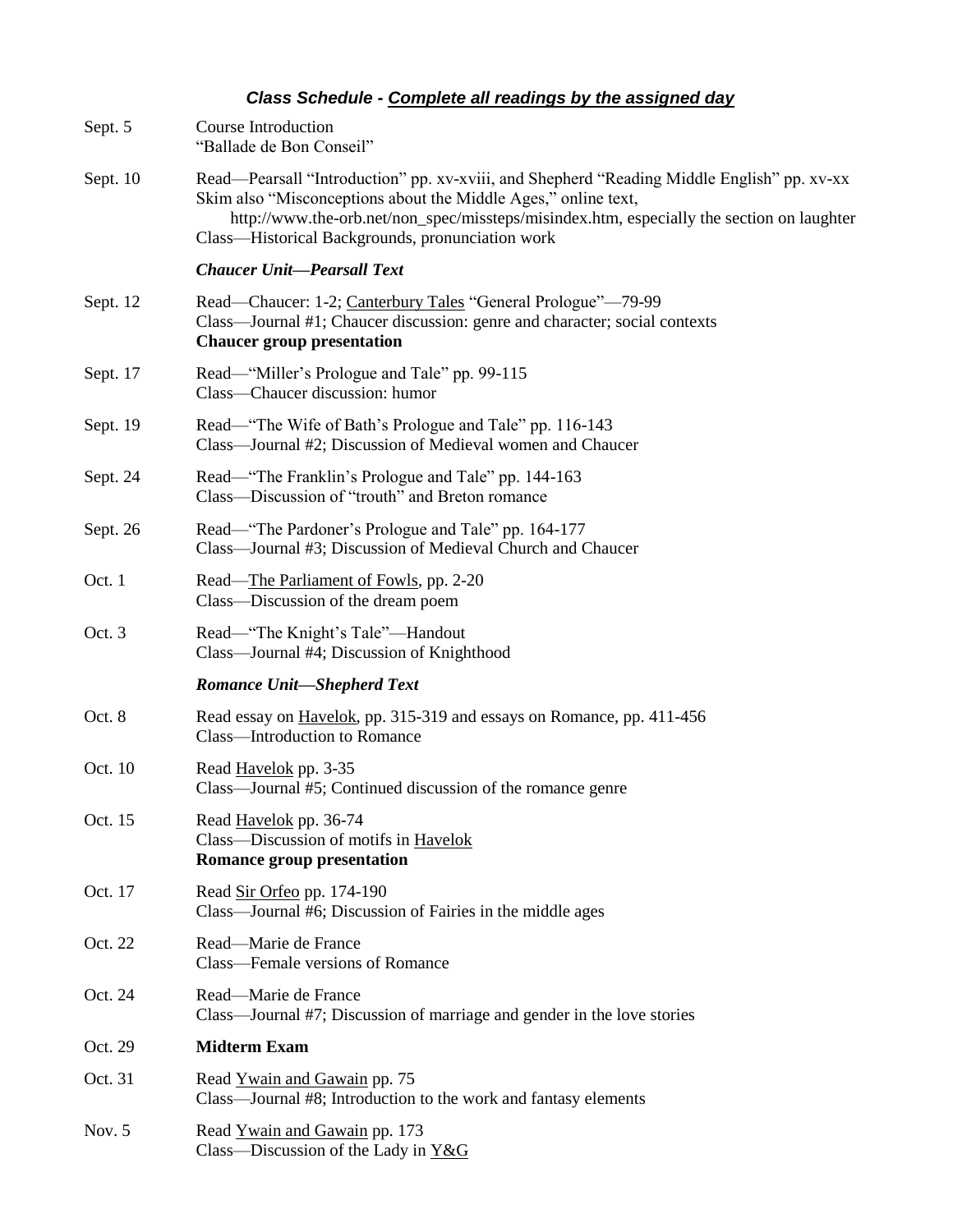## *Class Schedule - Complete all readings by the assigned day*

| | |
|---|---|
| Sept. 5 | Course Introduction<br>"Ballade de Bon Conseil" |
| Sept. 10 | Read—Pearsall "Introduction" pp. xv-xviii, and Shepherd "Reading Middle English" pp. xv-xx<br>Skim also "Misconceptions about the Middle Ages," online text, http://www.the-orb.net/non_spec/missteps/misindex.htm, especially the section on laughter<br>Class—Historical Backgrounds, pronunciation work |
| | ***Chaucer Unit—Pearsall Text*** |
| Sept. 12 | Read—Chaucer: 1-2; Canterbury Tales "General Prologue"—79-99<br>Class—Journal #1; Chaucer discussion: genre and character; social contexts<br>**Chaucer group presentation** |
| Sept. 17 | Read—"Miller's Prologue and Tale" pp. 99-115<br>Class—Chaucer discussion: humor |
| Sept. 19 | Read—"The Wife of Bath's Prologue and Tale" pp. 116-143<br>Class—Journal #2; Discussion of Medieval women and Chaucer |
| Sept. 24 | Read—"The Franklin's Prologue and Tale" pp. 144-163<br>Class—Discussion of "trouth" and Breton romance |
| Sept. 26 | Read—"The Pardoner's Prologue and Tale" pp. 164-177<br>Class—Journal #3; Discussion of Medieval Church and Chaucer |
| Oct. 1 | Read—The Parliament of Fowls, pp. 2-20<br>Class—Discussion of the dream poem |
| Oct. 3 | Read—"The Knight's Tale"—Handout<br>Class—Journal #4; Discussion of Knighthood |
| | ***Romance Unit—Shepherd Text*** |
| Oct. 8 | Read essay on Havelok, pp. 315-319 and essays on Romance, pp. 411-456<br>Class—Introduction to Romance |
| Oct. 10 | Read Havelok pp. 3-35<br>Class—Journal #5; Continued discussion of the romance genre |
| Oct. 15 | Read Havelok pp. 36-74<br>Class—Discussion of motifs in Havelok<br>**Romance group presentation** |
| Oct. 17 | Read Sir Orfeo pp. 174-190<br>Class—Journal #6; Discussion of Fairies in the middle ages |
| Oct. 22 | Read—Marie de France<br>Class—Female versions of Romance |
| Oct. 24 | Read—Marie de France<br>Class—Journal #7; Discussion of marriage and gender in the love stories |
| Oct. 29 | **Midterm Exam** |
| Oct. 31 | Read Ywain and Gawain pp. 75<br>Class—Journal #8; Introduction to the work and fantasy elements |
| Nov. 5 | Read Ywain and Gawain pp. 173<br>Class—Discussion of the Lady in Y&G |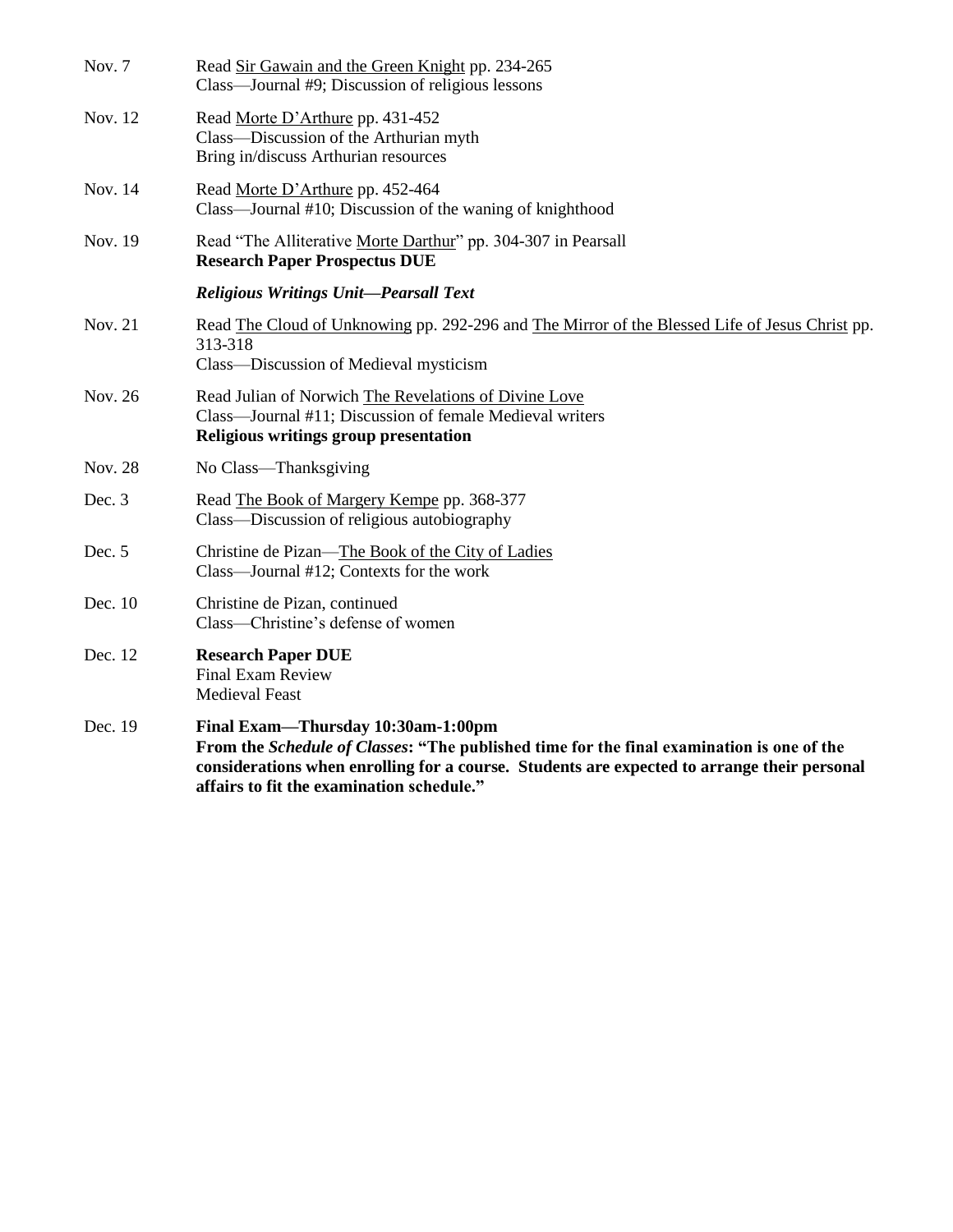| | |
|---|---|
| Nov. 7 | Read Sir Gawain and the Green Knight pp. 234-265<br>Class—Journal #9; Discussion of religious lessons |
| Nov. 12 | Read Morte D'Arthure pp. 431-452<br>Class—Discussion of the Arthurian myth<br>Bring in/discuss Arthurian resources |
| Nov. 14 | Read Morte D'Arthure pp. 452-464<br>Class—Journal #10; Discussion of the waning of knighthood |
| Nov. 19 | Read "The Alliterative Morte Darthur" pp. 304-307 in Pearsall<br>**Research Paper Prospectus DUE** |
| | ***Religious Writings Unit—Pearsall Text*** |
| Nov. 21 | Read The Cloud of Unknowing pp. 292-296 and The Mirror of the Blessed Life of Jesus Christ pp. 313-318<br>Class—Discussion of Medieval mysticism |
| Nov. 26 | Read Julian of Norwich The Revelations of Divine Love<br>Class—Journal #11; Discussion of female Medieval writers<br>**Religious writings group presentation** |
| Nov. 28 | No Class—Thanksgiving |
| Dec. 3 | Read The Book of Margery Kempe pp. 368-377<br>Class—Discussion of religious autobiography |
| Dec. 5 | Christine de Pizan—The Book of the City of Ladies<br>Class—Journal #12; Contexts for the work |
| Dec. 10 | Christine de Pizan, continued<br>Class—Christine's defense of women |
| Dec. 12 | **Research Paper DUE**<br>Final Exam Review<br>Medieval Feast |
| Dec. 19 | **Final Exam—Thursday 10:30am-1:00pm**<br>**From the *Schedule of Classes*: "The published time for the final examination is one of the considerations when enrolling for a course. Students are expected to arrange their personal affairs to fit the examination schedule."** |